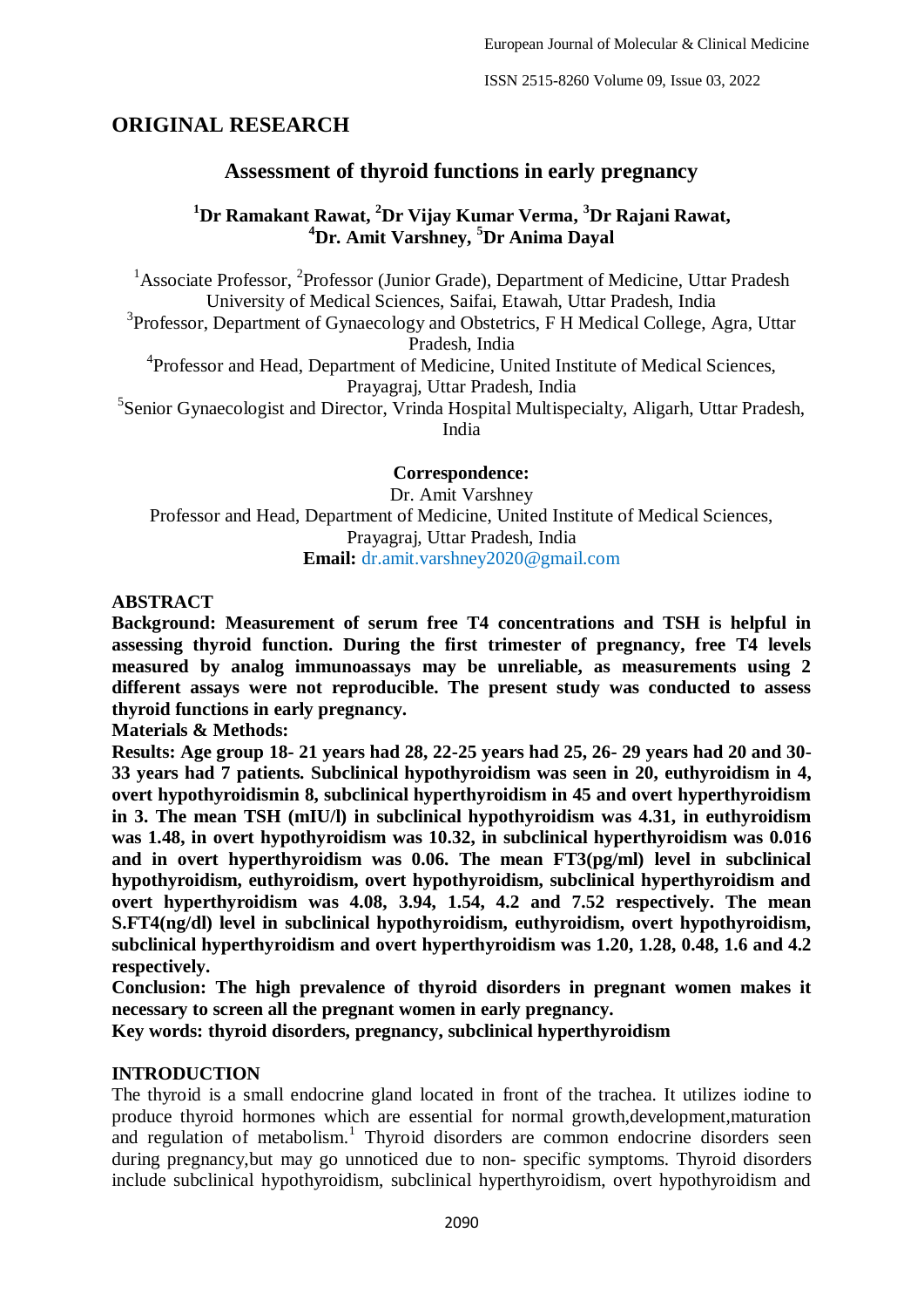## ORIGINAL RESEARCH

# Assessment of thyroid functions in early pregnancy

**[1]Dr Ramakant Rawat, [2]Dr Vijay Kumar Verma, [3]Dr Rajani Rawat, [4]Dr. Amit Varshney, [5]Dr Anima Dayal**

[1]Associate Professor, [2]Professor (Junior Grade), Department of Medicine, Uttar Pradesh University of Medical Sciences, Saifai, Etawah, Uttar Pradesh, India

[3]Professor, Department of Gynaecology and Obstetrics, F H Medical College, Agra, Uttar Pradesh, India

[4]Professor and Head, Department of Medicine, United Institute of Medical Sciences, Prayagraj, Uttar Pradesh, India

[5]Senior Gynaecologist and Director, Vrinda Hospital Multispecialty, Aligarh, Uttar Pradesh, India

**Correspondence:**

Dr. Amit Varshney

Professor and Head, Department of Medicine, United Institute of Medical Sciences, Prayagraj, Uttar Pradesh, India

**Email:** dr.amit.varshney2020@gmail.com

## ABSTRACT

**Background: Measurement of serum free T4 concentrations and TSH is helpful in assessing thyroid function. During the first trimester of pregnancy, free T4 levels measured by analog immunoassays may be unreliable, as measurements using 2 different assays were not reproducible. The present study was conducted to assess thyroid functions in early pregnancy.**

**Materials & Methods:**

**Results: Age group 18- 21 years had 28, 22-25 years had 25, 26- 29 years had 20 and 30-33 years had 7 patients. Subclinical hypothyroidism was seen in 20, euthyroidism in 4, overt hypothyroidismin 8, subclinical hyperthyroidism in 45 and overt hyperthyroidism in 3. The mean TSH (mIU/l) in subclinical hypothyroidism was 4.31, in euthyroidism was 1.48, in overt hypothyroidism was 10.32, in subclinical hyperthyroidism was 0.016 and in overt hyperthyroidism was 0.06. The mean FT3(pg/ml) level in subclinical hypothyroidism, euthyroidism, overt hypothyroidism, subclinical hyperthyroidism and overt hyperthyroidism was 4.08, 3.94, 1.54, 4.2 and 7.52 respectively. The mean S.FT4(ng/dl) level in subclinical hypothyroidism, euthyroidism, overt hypothyroidism, subclinical hyperthyroidism and overt hyperthyroidism was 1.20, 1.28, 0.48, 1.6 and 4.2 respectively.**

**Conclusion: The high prevalence of thyroid disorders in pregnant women makes it necessary to screen all the pregnant women in early pregnancy.**

**Key words: thyroid disorders, pregnancy, subclinical hyperthyroidism**

## INTRODUCTION

The thyroid is a small endocrine gland located in front of the trachea. It utilizes iodine to produce thyroid hormones which are essential for normal growth,development,maturation and regulation of metabolism.[1] Thyroid disorders are common endocrine disorders seen during pregnancy,but may go unnoticed due to non- specific symptoms. Thyroid disorders include subclinical hypothyroidism, subclinical hyperthyroidism, overt hypothyroidism and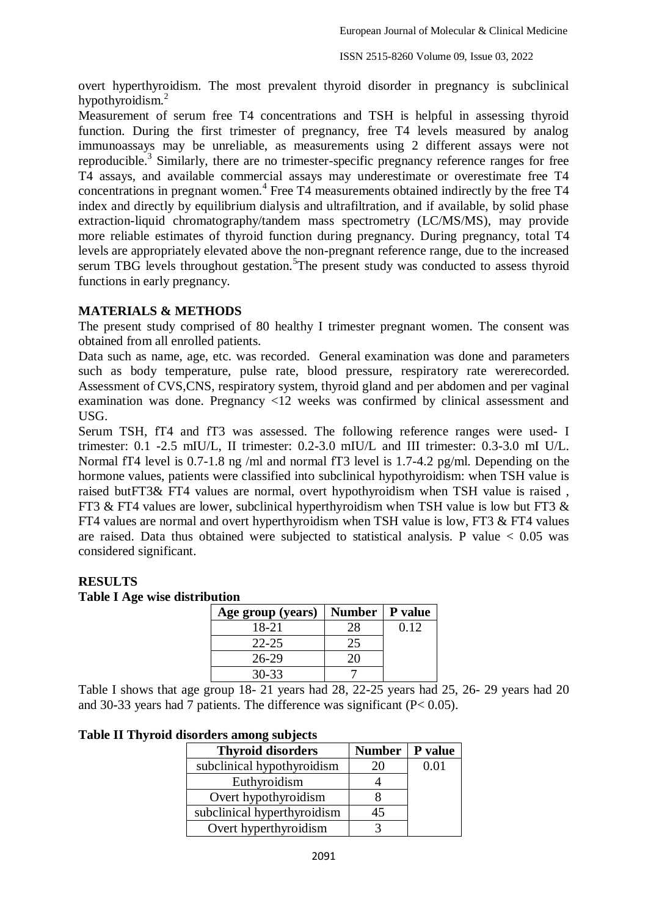overt hyperthyroidism. The most prevalent thyroid disorder in pregnancy is subclinical hypothyroidism.[2]

Measurement of serum free T4 concentrations and TSH is helpful in assessing thyroid function. During the first trimester of pregnancy, free T4 levels measured by analog immunoassays may be unreliable, as measurements using 2 different assays were not reproducible.[3] Similarly, there are no trimester-specific pregnancy reference ranges for free T4 assays, and available commercial assays may underestimate or overestimate free T4 concentrations in pregnant women.[4] Free T4 measurements obtained indirectly by the free T4 index and directly by equilibrium dialysis and ultrafiltration, and if available, by solid phase extraction-liquid chromatography/tandem mass spectrometry (LC/MS/MS), may provide more reliable estimates of thyroid function during pregnancy. During pregnancy, total T4 levels are appropriately elevated above the non-pregnant reference range, due to the increased serum TBG levels throughout gestation.[5]The present study was conducted to assess thyroid functions in early pregnancy.

## MATERIALS & METHODS

The present study comprised of 80 healthy I trimester pregnant women. The consent was obtained from all enrolled patients.

Data such as name, age, etc. was recorded. General examination was done and parameters such as body temperature, pulse rate, blood pressure, respiratory rate wererecorded. Assessment of CVS,CNS, respiratory system, thyroid gland and per abdomen and per vaginal examination was done. Pregnancy <12 weeks was confirmed by clinical assessment and USG.

Serum TSH, fT4 and fT3 was assessed. The following reference ranges were used- I trimester: 0.1 -2.5 mIU/L, II trimester: 0.2-3.0 mIU/L and III trimester: 0.3-3.0 mI U/L. Normal fT4 level is 0.7-1.8 ng /ml and normal fT3 level is 1.7-4.2 pg/ml. Depending on the hormone values, patients were classified into subclinical hypothyroidism: when TSH value is raised butFT3& FT4 values are normal, overt hypothyroidism when TSH value is raised , FT3 & FT4 values are lower, subclinical hyperthyroidism when TSH value is low but FT3 & FT4 values are normal and overt hyperthyroidism when TSH value is low, FT3 & FT4 values are raised. Data thus obtained were subjected to statistical analysis. P value $< 0.05$ was considered significant.

## RESULTS

**Table I Age wise distribution**

| Age group (years) | Number | P value |
|---|---|---|
| 18-21 | 28 | 0.12 |
| 22-25 | 25 | |
| 26-29 | 20 | |
| 30-33 | 7 | |

Table I shows that age group 18- 21 years had 28, 22-25 years had 25, 26- 29 years had 20 and 30-33 years had 7 patients. The difference was significant ($P< 0.05$).

**Table II Thyroid disorders among subjects**

| Thyroid disorders | Number | P value |
|---|---|---|
| subclinical hypothyroidism | 20 | 0.01 |
| Euthyroidism | 4 | |
| Overt hypothyroidism | 8 | |
| subclinical hyperthyroidism | 45 | |
| Overt hyperthyroidism | 3 | |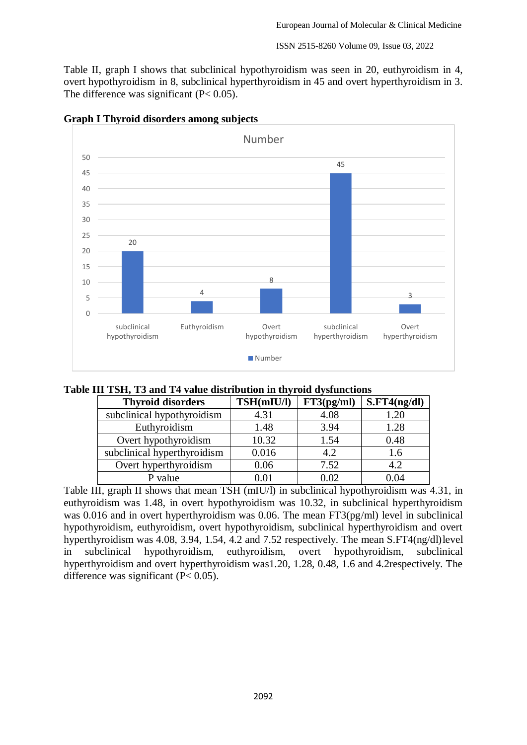Table II, graph I shows that subclinical hypothyroidism was seen in 20, euthyroidism in 4, overt hypothyroidism in 8, subclinical hyperthyroidism in 45 and overt hyperthyroidism in 3. The difference was significant (P< 0.05).

**Graph I Thyroid disorders among subjects**

**Table III TSH, T3 and T4 value distribution in thyroid dysfunctions**

| Thyroid disorders | TSH(mIU/l) | FT3(pg/ml) | S.FT4(ng/dl) |
|---|---|---|---|
| subclinical hypothyroidism | 4.31 | 4.08 | 1.20 |
| Euthyroidism | 1.48 | 3.94 | 1.28 |
| Overt hypothyroidism | 10.32 | 1.54 | 0.48 |
| subclinical hyperthyroidism | 0.016 | 4.2 | 1.6 |
| Overt hyperthyroidism | 0.06 | 7.52 | 4.2 |
| P value | 0.01 | 0.02 | 0.04 |

Table III, graph II shows that mean TSH (mIU/l) in subclinical hypothyroidism was 4.31, in euthyroidism was 1.48, in overt hypothyroidism was 10.32, in subclinical hyperthyroidism was 0.016 and in overt hyperthyroidism was 0.06. The mean FT3(pg/ml) level in subclinical hypothyroidism, euthyroidism, overt hypothyroidism, subclinical hyperthyroidism and overt hyperthyroidism was 4.08, 3.94, 1.54, 4.2 and 7.52 respectively. The mean S.FT4(ng/dl)level in subclinical hypothyroidism, euthyroidism, overt hypothyroidism, subclinical hyperthyroidism and overt hyperthyroidism was1.20, 1.28, 0.48, 1.6 and 4.2respectively. The difference was significant (P< 0.05).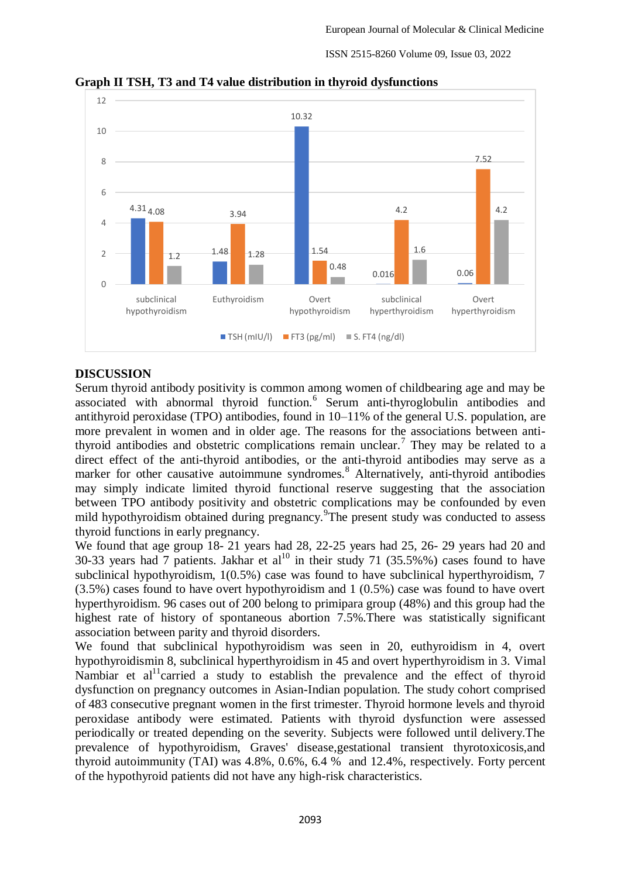**Graph II TSH, T3 and T4 value distribution in thyroid dysfunctions**

| | TSH (mIU/l) | FT3 (pg/ml) | S. FT4 (ng/dl) |
|---|---|---|---|
| subclinical hypothyroidism | 4.31 | 4.08 | 1.2 |
| Euthyroidism | 1.48 | 3.94 | 1.28 |
| Overt hypothyroidism | 10.32 | 1.54 | 0.48 |
| subclinical hyperthyroidism | 0.016 | 4.2 | 1.6 |
| Overt hyperthyroidism | 0.06 | 7.52 | 4.2 |

## DISCUSSION

Serum thyroid antibody positivity is common among women of childbearing age and may be associated with abnormal thyroid function.[6] Serum anti-thyroglobulin antibodies and antithyroid peroxidase (TPO) antibodies, found in 10–11% of the general U.S. population, are more prevalent in women and in older age. The reasons for the associations between anti-thyroid antibodies and obstetric complications remain unclear.[7] They may be related to a direct effect of the anti-thyroid antibodies, or the anti-thyroid antibodies may serve as a marker for other causative autoimmune syndromes.[8] Alternatively, anti-thyroid antibodies may simply indicate limited thyroid functional reserve suggesting that the association between TPO antibody positivity and obstetric complications may be confounded by even mild hypothyroidism obtained during pregnancy.[9]The present study was conducted to assess thyroid functions in early pregnancy.

We found that age group 18- 21 years had 28, 22-25 years had 25, 26- 29 years had 20 and 30-33 years had 7 patients. Jakhar et al[10] in their study 71 (35.5%%) cases found to have subclinical hypothyroidism, 1(0.5%) case was found to have subclinical hyperthyroidism, 7 (3.5%) cases found to have overt hypothyroidism and 1 (0.5%) case was found to have overt hyperthyroidism. 96 cases out of 200 belong to primipara group (48%) and this group had the highest rate of history of spontaneous abortion 7.5%.There was statistically significant association between parity and thyroid disorders.

We found that subclinical hypothyroidism was seen in 20, euthyroidism in 4, overt hypothyroidismin 8, subclinical hyperthyroidism in 45 and overt hyperthyroidism in 3. Vimal Nambiar et al[11]carried a study to establish the prevalence and the effect of thyroid dysfunction on pregnancy outcomes in Asian-Indian population. The study cohort comprised of 483 consecutive pregnant women in the first trimester. Thyroid hormone levels and thyroid peroxidase antibody were estimated. Patients with thyroid dysfunction were assessed periodically or treated depending on the severity. Subjects were followed until delivery.The prevalence of hypothyroidism, Graves' disease,gestational transient thyrotoxicosis,and thyroid autoimmunity (TAI) was 4.8%, 0.6%, 6.4 % and 12.4%, respectively. Forty percent of the hypothyroid patients did not have any high-risk characteristics.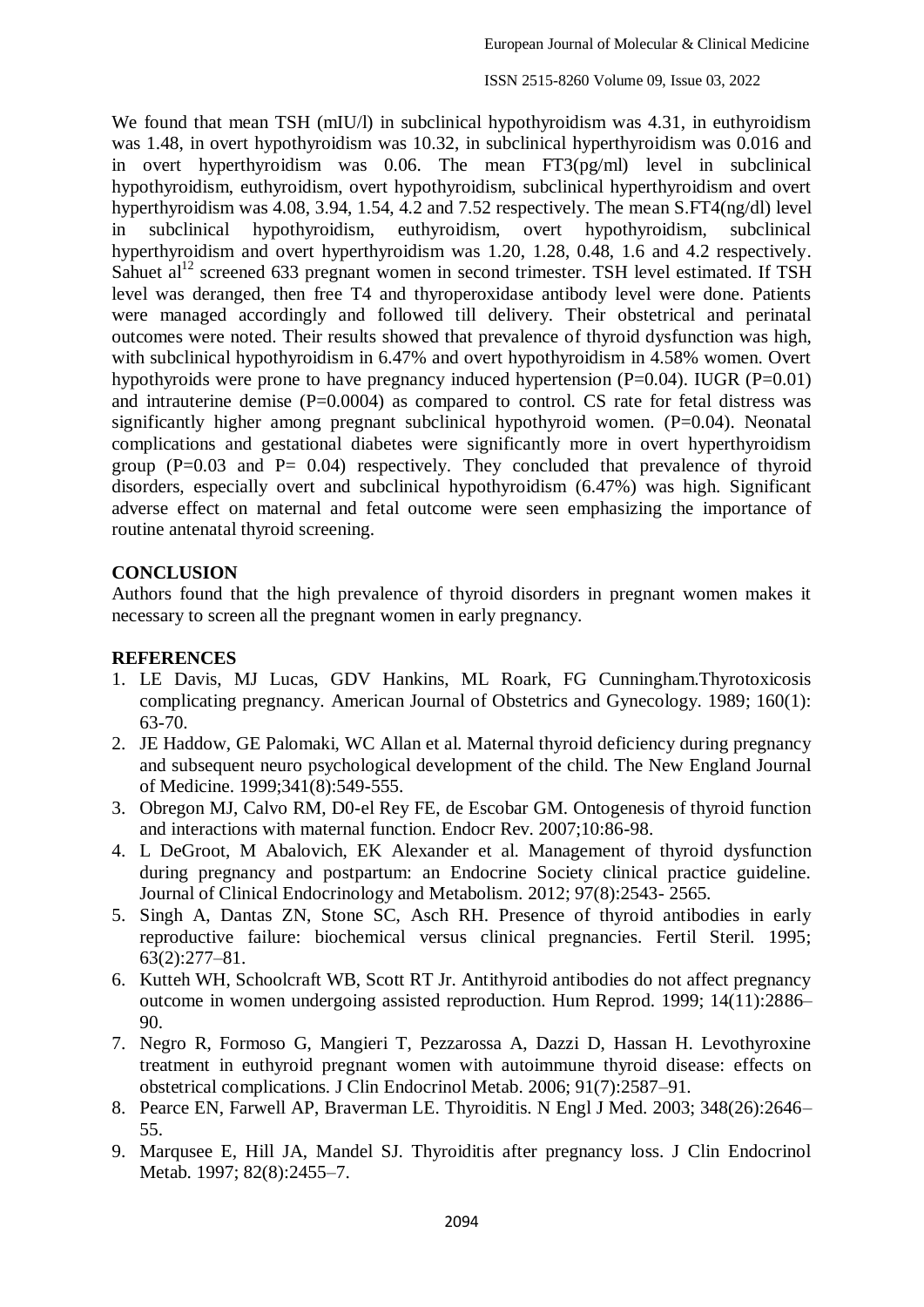We found that mean TSH (mIU/l) in subclinical hypothyroidism was 4.31, in euthyroidism was 1.48, in overt hypothyroidism was 10.32, in subclinical hyperthyroidism was 0.016 and in overt hyperthyroidism was 0.06. The mean FT3(pg/ml) level in subclinical hypothyroidism, euthyroidism, overt hypothyroidism, subclinical hyperthyroidism and overt hyperthyroidism was 4.08, 3.94, 1.54, 4.2 and 7.52 respectively. The mean S.FT4(ng/dl) level in subclinical hypothyroidism, euthyroidism, overt hypothyroidism, subclinical hyperthyroidism and overt hyperthyroidism was 1.20, 1.28, 0.48, 1.6 and 4.2 respectively. Sahuet al[12] screened 633 pregnant women in second trimester. TSH level estimated. If TSH level was deranged, then free T4 and thyroperoxidase antibody level were done. Patients were managed accordingly and followed till delivery. Their obstetrical and perinatal outcomes were noted. Their results showed that prevalence of thyroid dysfunction was high, with subclinical hypothyroidism in 6.47% and overt hypothyroidism in 4.58% women. Overt hypothyroids were prone to have pregnancy induced hypertension (P=0.04). IUGR (P=0.01) and intrauterine demise (P=0.0004) as compared to control. CS rate for fetal distress was significantly higher among pregnant subclinical hypothyroid women. (P=0.04). Neonatal complications and gestational diabetes were significantly more in overt hyperthyroidism group (P=0.03 and P= 0.04) respectively. They concluded that prevalence of thyroid disorders, especially overt and subclinical hypothyroidism (6.47%) was high. Significant adverse effect on maternal and fetal outcome were seen emphasizing the importance of routine antenatal thyroid screening.

## CONCLUSION

Authors found that the high prevalence of thyroid disorders in pregnant women makes it necessary to screen all the pregnant women in early pregnancy.

## REFERENCES

1. LE Davis, MJ Lucas, GDV Hankins, ML Roark, FG Cunningham.Thyrotoxicosis complicating pregnancy. American Journal of Obstetrics and Gynecology. 1989; 160(1): 63-70.
2. JE Haddow, GE Palomaki, WC Allan et al. Maternal thyroid deficiency during pregnancy and subsequent neuro psychological development of the child. The New England Journal of Medicine. 1999;341(8):549-555.
3. Obregon MJ, Calvo RM, D0-el Rey FE, de Escobar GM. Ontogenesis of thyroid function and interactions with maternal function. Endocr Rev. 2007;10:86-98.
4. L DeGroot, M Abalovich, EK Alexander et al. Management of thyroid dysfunction during pregnancy and postpartum: an Endocrine Society clinical practice guideline. Journal of Clinical Endocrinology and Metabolism. 2012; 97(8):2543- 2565.
5. Singh A, Dantas ZN, Stone SC, Asch RH. Presence of thyroid antibodies in early reproductive failure: biochemical versus clinical pregnancies. Fertil Steril. 1995; 63(2):277–81.
6. Kutteh WH, Schoolcraft WB, Scott RT Jr. Antithyroid antibodies do not affect pregnancy outcome in women undergoing assisted reproduction. Hum Reprod. 1999; 14(11):2886–90.
7. Negro R, Formoso G, Mangieri T, Pezzarossa A, Dazzi D, Hassan H. Levothyroxine treatment in euthyroid pregnant women with autoimmune thyroid disease: effects on obstetrical complications. J Clin Endocrinol Metab. 2006; 91(7):2587–91.
8. Pearce EN, Farwell AP, Braverman LE. Thyroiditis. N Engl J Med. 2003; 348(26):2646–55.
9. Marqusee E, Hill JA, Mandel SJ. Thyroiditis after pregnancy loss. J Clin Endocrinol Metab. 1997; 82(8):2455–7.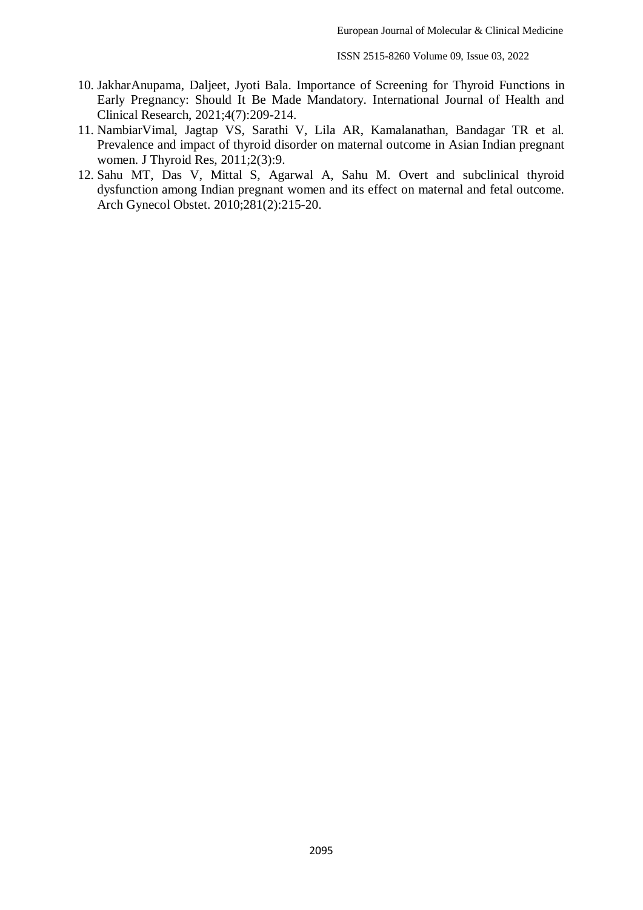10. JakharAnupama, Daljeet, Jyoti Bala. Importance of Screening for Thyroid Functions in Early Pregnancy: Should It Be Made Mandatory. International Journal of Health and Clinical Research, 2021;4(7):209-214.
11. NambiarVimal, Jagtap VS, Sarathi V, Lila AR, Kamalanathan, Bandagar TR et al. Prevalence and impact of thyroid disorder on maternal outcome in Asian Indian pregnant women. J Thyroid Res, 2011;2(3):9.
12. Sahu MT, Das V, Mittal S, Agarwal A, Sahu M. Overt and subclinical thyroid dysfunction among Indian pregnant women and its effect on maternal and fetal outcome. Arch Gynecol Obstet. 2010;281(2):215-20.